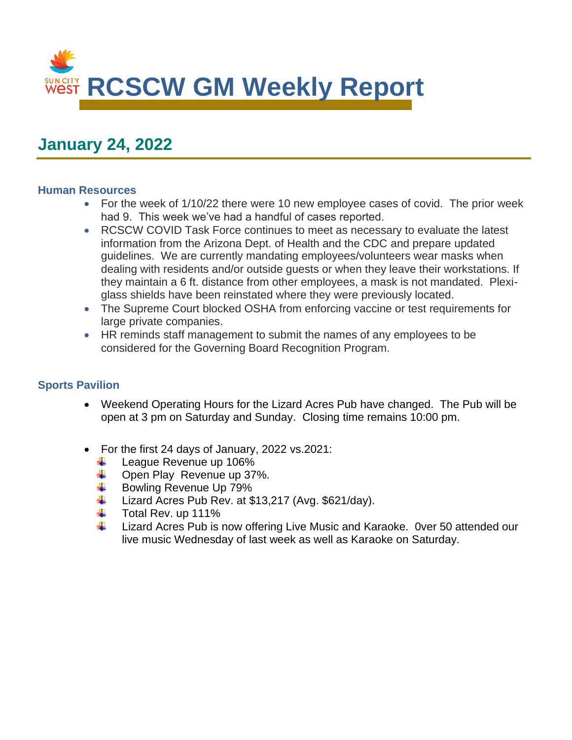# RCSCW GM Weekly Report

## January 24, 2022

### Human Resources

- For the week of 1/10/22 there were 10 new employee cases of covid. The prior week had 9. This week we've had a handful of cases reported.
- RCSCW COVID Task Force continues to meet as necessary to evaluate the latest information from the Arizona Dept. of Health and the CDC and prepare updated guidelines. We are currently mandating employees/volunteers wear masks when dealing with residents and/or outside guests or when they leave their workstations. If they maintain a 6 ft. distance from other employees, a mask is not mandated. Plexi-glass shields have been reinstated where they were previously located.
- The Supreme Court blocked OSHA from enforcing vaccine or test requirements for large private companies.
- HR reminds staff management to submit the names of any employees to be considered for the Governing Board Recognition Program.

### Sports Pavilion

- Weekend Operating Hours for the Lizard Acres Pub have changed. The Pub will be open at 3 pm on Saturday and Sunday. Closing time remains 10:00 pm.

- For the first 24 days of January, 2022 vs.2021:
  - League Revenue up 106%
  - Open Play Revenue up 37%.
  - Bowling Revenue Up 79%
  - Lizard Acres Pub Rev. at $13,217 (Avg. $621/day).
  - Total Rev. up 111%
  - Lizard Acres Pub is now offering Live Music and Karaoke. 0ver 50 attended our live music Wednesday of last week as well as Karaoke on Saturday.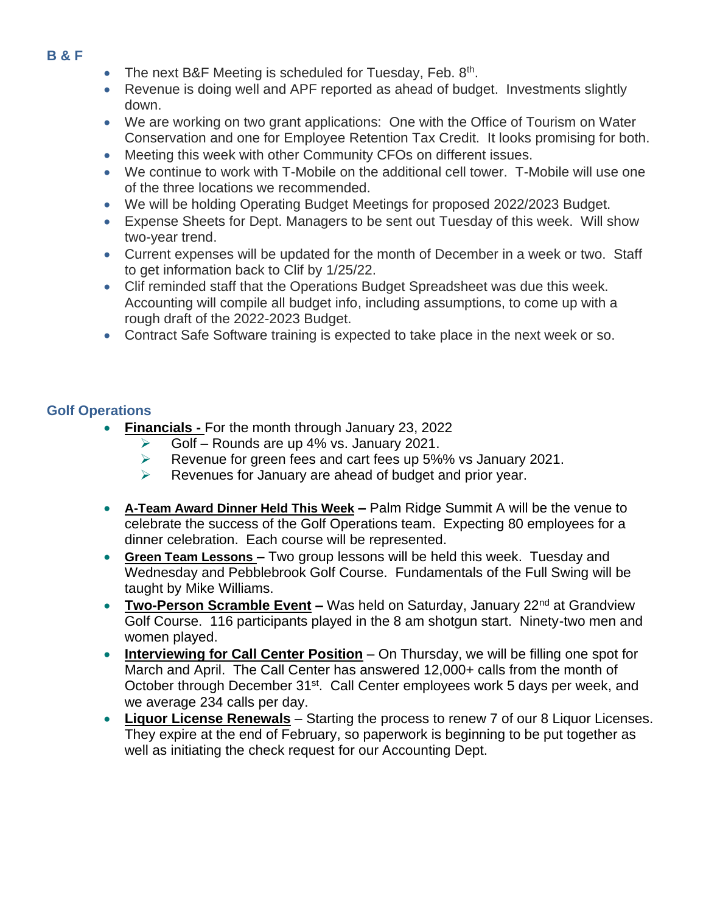## B & F

- The next B&F Meeting is scheduled for Tuesday, Feb. 8th.
- Revenue is doing well and APF reported as ahead of budget. Investments slightly down.
- We are working on two grant applications: One with the Office of Tourism on Water Conservation and one for Employee Retention Tax Credit. It looks promising for both.
- Meeting this week with other Community CFOs on different issues.
- We continue to work with T-Mobile on the additional cell tower. T-Mobile will use one of the three locations we recommended.
- We will be holding Operating Budget Meetings for proposed 2022/2023 Budget.
- Expense Sheets for Dept. Managers to be sent out Tuesday of this week. Will show two-year trend.
- Current expenses will be updated for the month of December in a week or two. Staff to get information back to Clif by 1/25/22.
- Clif reminded staff that the Operations Budget Spreadsheet was due this week. Accounting will compile all budget info, including assumptions, to come up with a rough draft of the 2022-2023 Budget.
- Contract Safe Software training is expected to take place in the next week or so.

## Golf Operations

- **Financials -** For the month through January 23, 2022
  - Golf – Rounds are up 4% vs. January 2021.
  - Revenue for green fees and cart fees up 5%% vs January 2021.
  - Revenues for January are ahead of budget and prior year.
- **A-Team Award Dinner Held This Week –** Palm Ridge Summit A will be the venue to celebrate the success of the Golf Operations team. Expecting 80 employees for a dinner celebration. Each course will be represented.
- **Green Team Lessons –** Two group lessons will be held this week. Tuesday and Wednesday and Pebblebrook Golf Course. Fundamentals of the Full Swing will be taught by Mike Williams.
- **Two-Person Scramble Event –** Was held on Saturday, January 22nd at Grandview Golf Course. 116 participants played in the 8 am shotgun start. Ninety-two men and women played.
- **Interviewing for Call Center Position** – On Thursday, we will be filling one spot for March and April. The Call Center has answered 12,000+ calls from the month of October through December 31st. Call Center employees work 5 days per week, and we average 234 calls per day.
- **Liquor License Renewals** – Starting the process to renew 7 of our 8 Liquor Licenses. They expire at the end of February, so paperwork is beginning to be put together as well as initiating the check request for our Accounting Dept.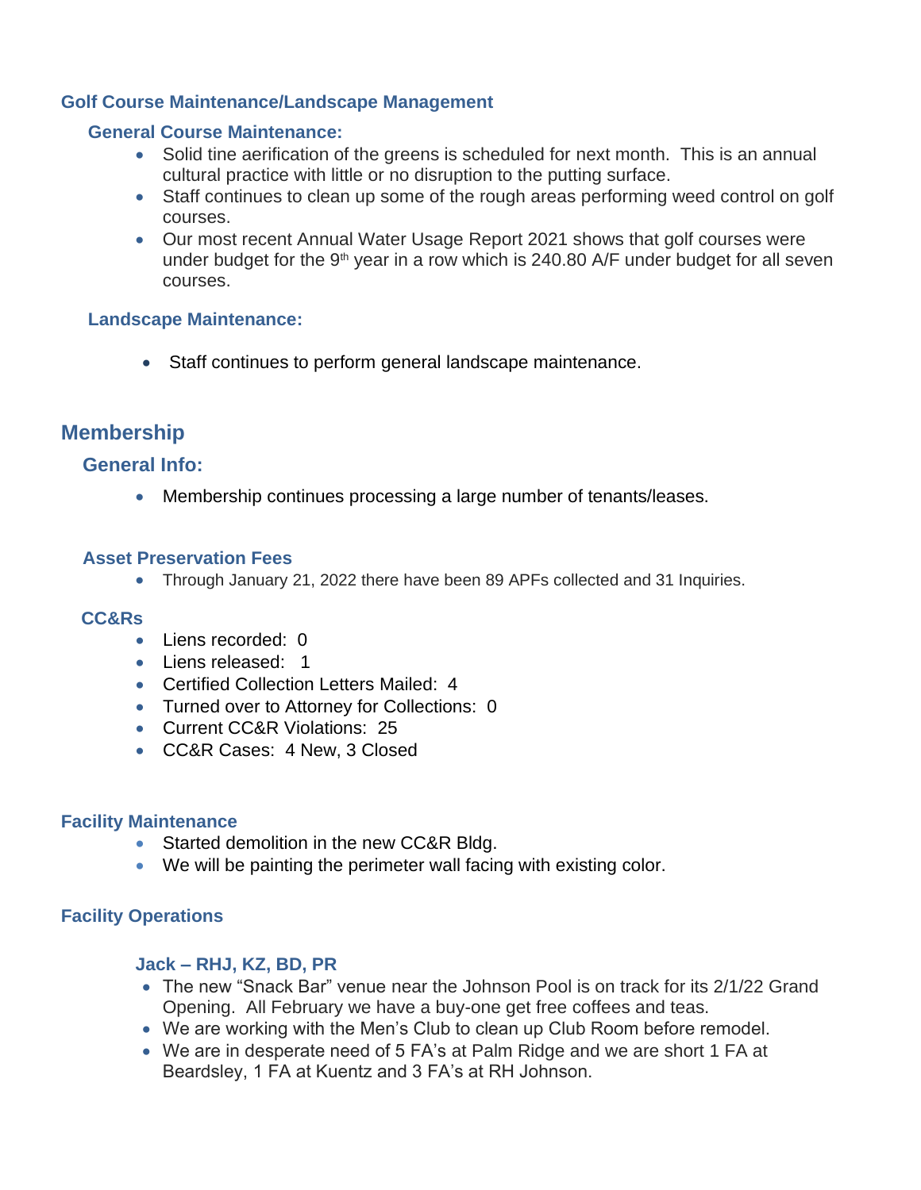## Golf Course Maintenance/Landscape Management

### General Course Maintenance:

- Solid tine aerification of the greens is scheduled for next month. This is an annual cultural practice with little or no disruption to the putting surface.
- Staff continues to clean up some of the rough areas performing weed control on golf courses.
- Our most recent Annual Water Usage Report 2021 shows that golf courses were under budget for the 9th year in a row which is 240.80 A/F under budget for all seven courses.

### Landscape Maintenance:

- Staff continues to perform general landscape maintenance.

## Membership

### General Info:

- Membership continues processing a large number of tenants/leases.

### Asset Preservation Fees

- Through January 21, 2022 there have been 89 APFs collected and 31 Inquiries.

### CC&Rs

- Liens recorded: 0
- Liens released: 1
- Certified Collection Letters Mailed: 4
- Turned over to Attorney for Collections: 0
- Current CC&R Violations: 25
- CC&R Cases: 4 New, 3 Closed

## Facility Maintenance

- Started demolition in the new CC&R Bldg.
- We will be painting the perimeter wall facing with existing color.

## Facility Operations

### Jack – RHJ, KZ, BD, PR

- The new "Snack Bar" venue near the Johnson Pool is on track for its 2/1/22 Grand Opening. All February we have a buy-one get free coffees and teas.
- We are working with the Men's Club to clean up Club Room before remodel.
- We are in desperate need of 5 FA's at Palm Ridge and we are short 1 FA at Beardsley, 1 FA at Kuentz and 3 FA's at RH Johnson.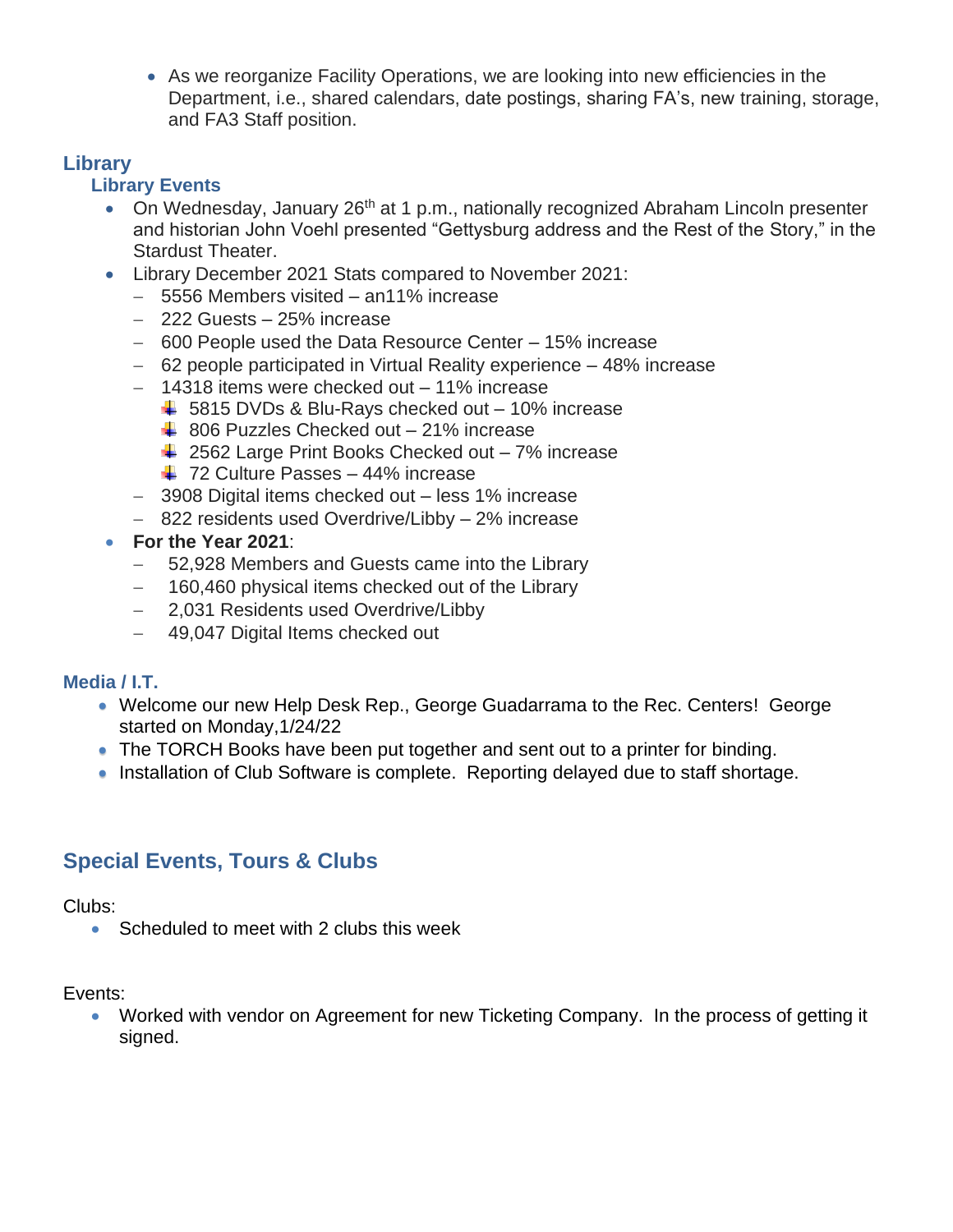- As we reorganize Facility Operations, we are looking into new efficiencies in the Department, i.e., shared calendars, date postings, sharing FA's, new training, storage, and FA3 Staff position.

## Library

### Library Events

- On Wednesday, January 26th at 1 p.m., nationally recognized Abraham Lincoln presenter and historian John Voehl presented "Gettysburg address and the Rest of the Story," in the Stardust Theater.
- Library December 2021 Stats compared to November 2021:
  - 5556 Members visited – an11% increase
  - 222 Guests – 25% increase
  - 600 People used the Data Resource Center – 15% increase
  - 62 people participated in Virtual Reality experience – 48% increase
  - 14318 items were checked out – 11% increase
    - 5815 DVDs & Blu-Rays checked out – 10% increase
    - 806 Puzzles Checked out – 21% increase
    - 2562 Large Print Books Checked out – 7% increase
    - 72 Culture Passes – 44% increase
  - 3908 Digital items checked out – less 1% increase
  - 822 residents used Overdrive/Libby – 2% increase
- **For the Year 2021**:
  - 52,928 Members and Guests came into the Library
  - 160,460 physical items checked out of the Library
  - 2,031 Residents used Overdrive/Libby
  - 49,047 Digital Items checked out

### Media / I.T.

- Welcome our new Help Desk Rep., George Guadarrama to the Rec. Centers! George started on Monday,1/24/22
- The TORCH Books have been put together and sent out to a printer for binding.
- Installation of Club Software is complete. Reporting delayed due to staff shortage.

## Special Events, Tours & Clubs

Clubs:

- Scheduled to meet with 2 clubs this week

Events:

- Worked with vendor on Agreement for new Ticketing Company. In the process of getting it signed.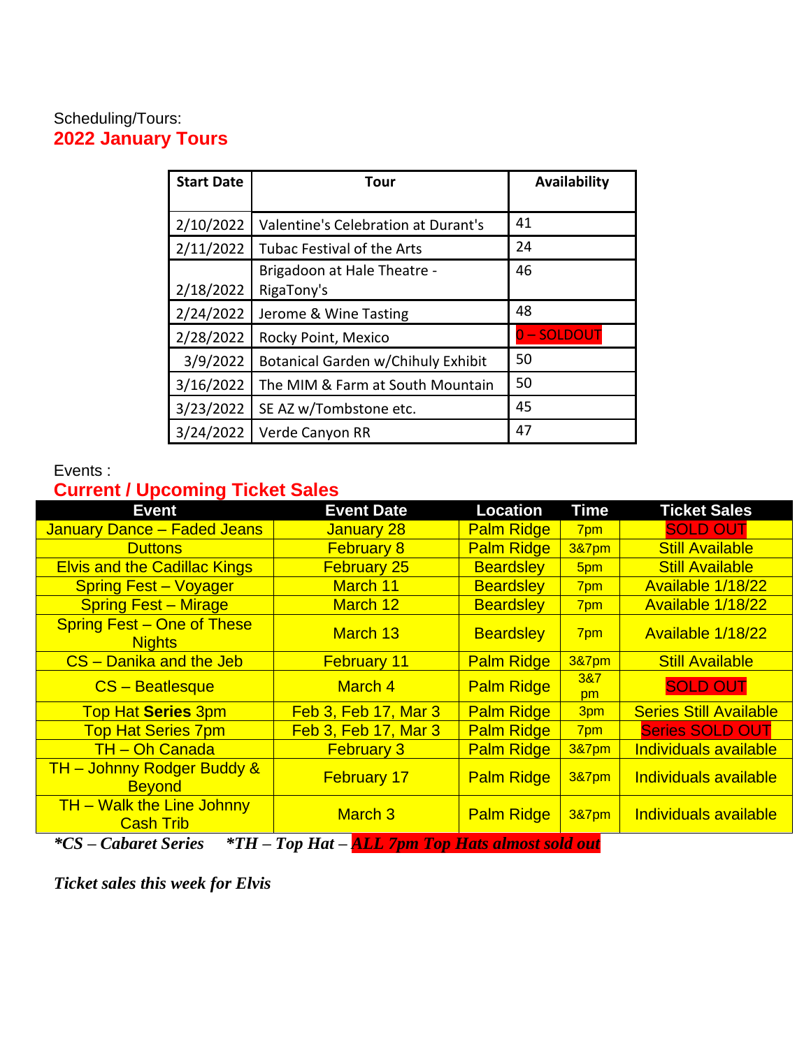Scheduling/Tours:

## 2022 January Tours

| Start Date | Tour | Availability |
|---|---|---|
| 2/10/2022 | Valentine's Celebration at Durant's | 41 |
| 2/11/2022 | Tubac Festival of the Arts | 24 |
| 2/18/2022 | Brigadoon at Hale Theatre - RigaTony's | 46 |
| 2/24/2022 | Jerome & Wine Tasting | 48 |
| 2/28/2022 | Rocky Point, Mexico | 0 – SOLDOUT |
| 3/9/2022 | Botanical Garden w/Chihuly Exhibit | 50 |
| 3/16/2022 | The MIM & Farm at South Mountain | 50 |
| 3/23/2022 | SE AZ w/Tombstone etc. | 45 |
| 3/24/2022 | Verde Canyon RR | 47 |

Events :

## Current / Upcoming Ticket Sales

| Event | Event Date | Location | Time | Ticket Sales |
|---|---|---|---|---|
| January Dance – Faded Jeans | January 28 | Palm Ridge | 7pm | SOLD OUT |
| Duttons | February 8 | Palm Ridge | 3&7pm | Still Available |
| Elvis and the Cadillac Kings | February 25 | Beardsley | 5pm | Still Available |
| Spring Fest – Voyager | March 11 | Beardsley | 7pm | Available 1/18/22 |
| Spring Fest – Mirage | March 12 | Beardsley | 7pm | Available 1/18/22 |
| Spring Fest – One of These Nights | March 13 | Beardsley | 7pm | Available 1/18/22 |
| CS – Danika and the Jeb | February 11 | Palm Ridge | 3&7pm | Still Available |
| CS – Beatlesque | March 4 | Palm Ridge | 3&7 pm | SOLD OUT |
| Top Hat **Series** 3pm | Feb 3, Feb 17, Mar 3 | Palm Ridge | 3pm | Series Still Available |
| Top Hat Series 7pm | Feb 3, Feb 17, Mar 3 | Palm Ridge | 7pm | Series SOLD OUT |
| TH – Oh Canada | February 3 | Palm Ridge | 3&7pm | Individuals available |
| TH – Johnny Rodger Buddy & Beyond | February 17 | Palm Ridge | 3&7pm | Individuals available |
| TH – Walk the Line Johnny Cash Trib | March 3 | Palm Ridge | 3&7pm | Individuals available |

***CS – Cabaret Series** &nbsp;&nbsp;&nbsp; ***TH – Top Hat – ALL 7pm Top Hats almost sold out***

***Ticket sales this week for Elvis***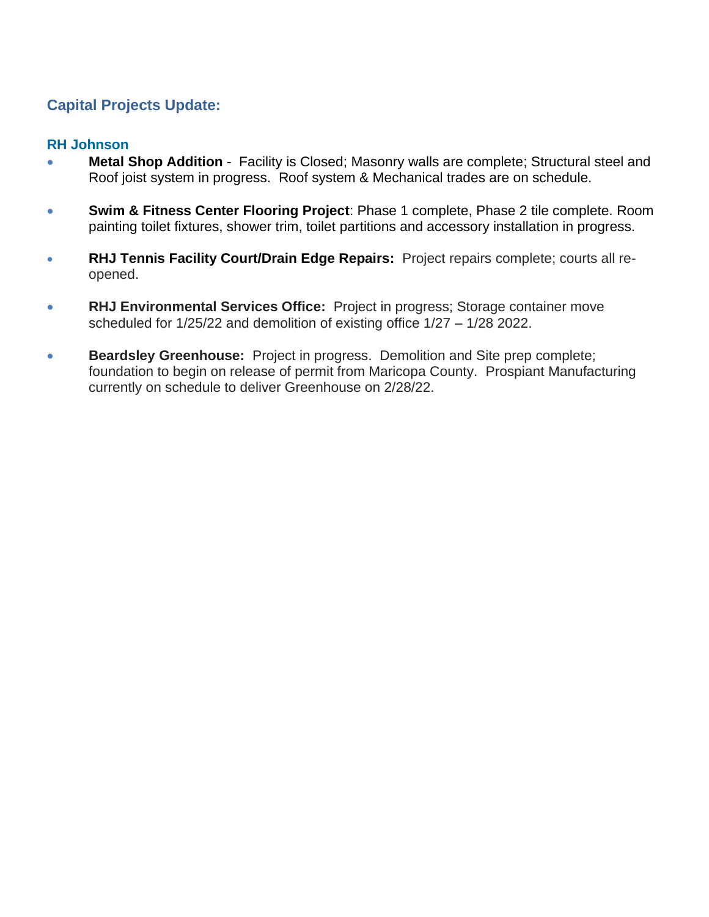## Capital Projects Update:

### RH Johnson

- **Metal Shop Addition** - Facility is Closed; Masonry walls are complete; Structural steel and Roof joist system in progress. Roof system & Mechanical trades are on schedule.

- **Swim & Fitness Center Flooring Project**: Phase 1 complete, Phase 2 tile complete. Room painting toilet fixtures, shower trim, toilet partitions and accessory installation in progress.

- **RHJ Tennis Facility Court/Drain Edge Repairs:** Project repairs complete; courts all re-opened.

- **RHJ Environmental Services Office:** Project in progress; Storage container move scheduled for 1/25/22 and demolition of existing office 1/27 – 1/28 2022.

- **Beardsley Greenhouse:** Project in progress. Demolition and Site prep complete; foundation to begin on release of permit from Maricopa County. Prospiant Manufacturing currently on schedule to deliver Greenhouse on 2/28/22.